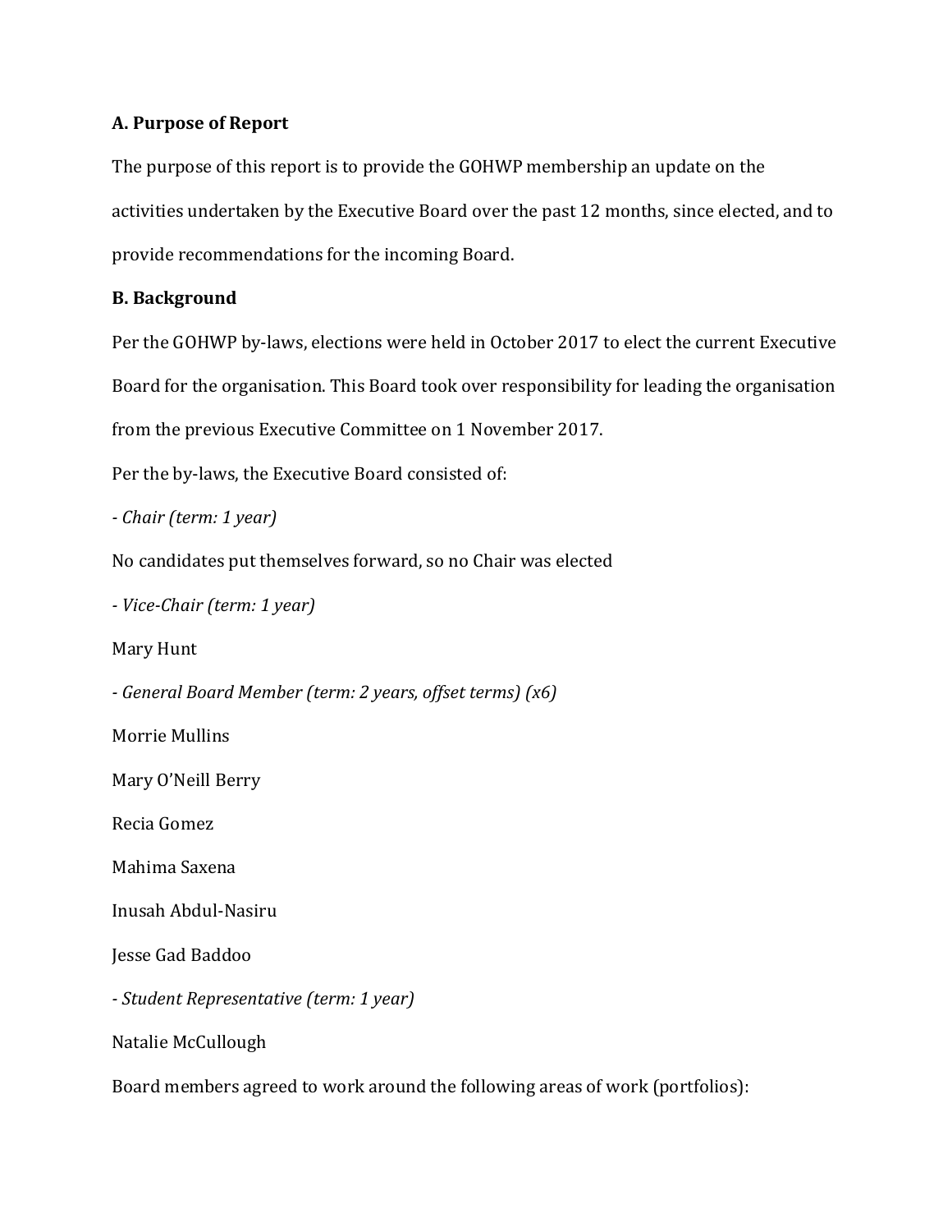**A. Purpose of Report**

The purpose of this report is to provide the GOHWP membership an update on the activities undertaken by the Executive Board over the past 12 months, since elected, and to provide recommendations for the incoming Board.

**B. Background**

Per the GOHWP by-laws, elections were held in October 2017 to elect the current Executive Board for the organisation. This Board took over responsibility for leading the organisation from the previous Executive Committee on 1 November 2017.

Per the by-laws, the Executive Board consisted of:

- *Chair (term: 1 year)*

No candidates put themselves forward, so no Chair was elected

- *Vice-Chair (term: 1 year)*

Mary Hunt

- *General Board Member (term: 2 years, offset terms) (x6)*

Morrie Mullins

Mary O'Neill Berry

Recia Gomez

Mahima Saxena

Inusah Abdul-Nasiru

Jesse Gad Baddoo

- *Student Representative (term: 1 year)*

Natalie McCullough

Board members agreed to work around the following areas of work (portfolios):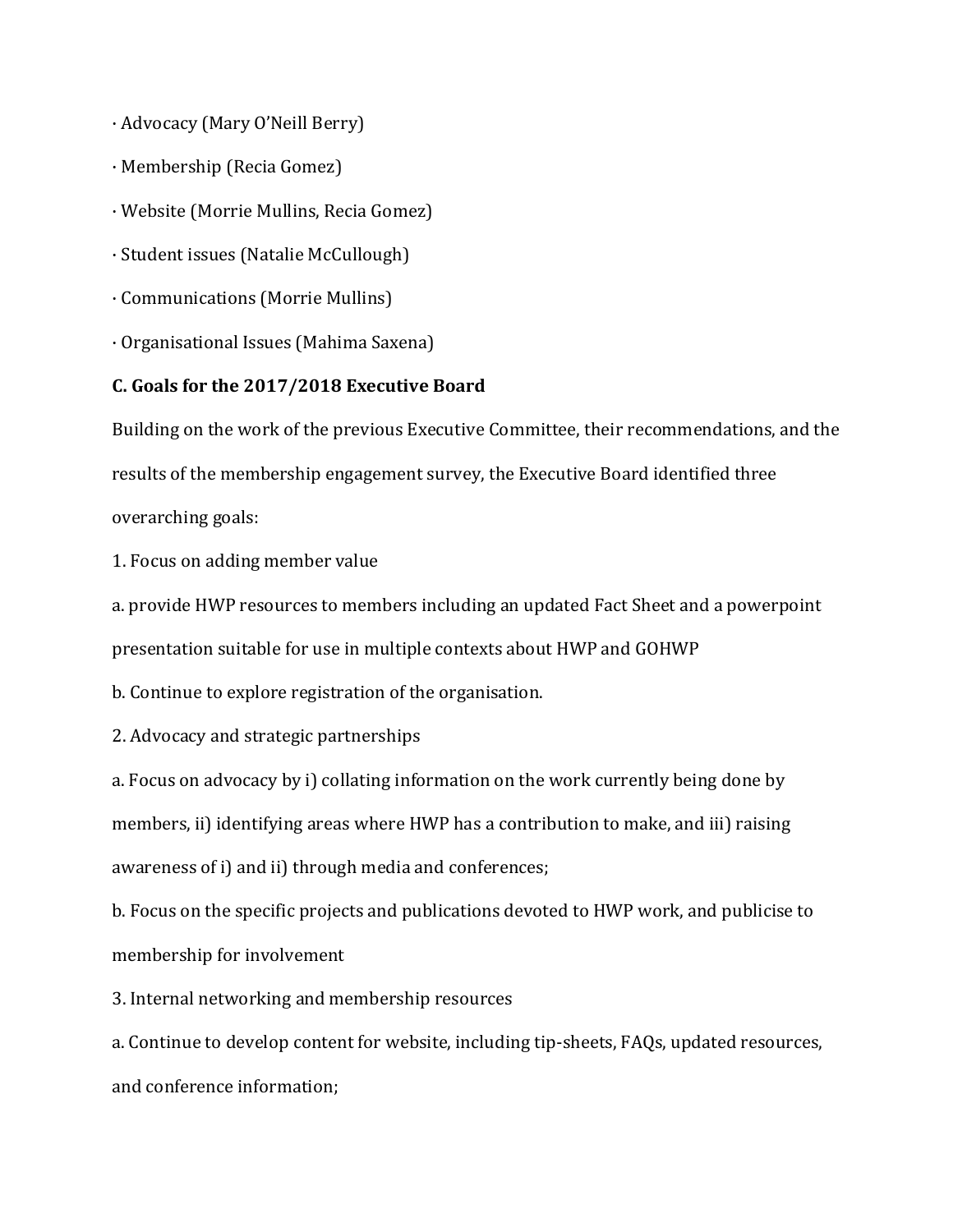· Advocacy (Mary O'Neill Berry)

· Membership (Recia Gomez)

· Website (Morrie Mullins, Recia Gomez)

· Student issues (Natalie McCullough)

· Communications (Morrie Mullins)

· Organisational Issues (Mahima Saxena)

**C. Goals for the 2017/2018 Executive Board**

Building on the work of the previous Executive Committee, their recommendations, and the results of the membership engagement survey, the Executive Board identified three overarching goals:

1. Focus on adding member value

a. provide HWP resources to members including an updated Fact Sheet and a powerpoint presentation suitable for use in multiple contexts about HWP and GOHWP

b. Continue to explore registration of the organisation.

2. Advocacy and strategic partnerships

a. Focus on advocacy by i) collating information on the work currently being done by members, ii) identifying areas where HWP has a contribution to make, and iii) raising awareness of i) and ii) through media and conferences;

b. Focus on the specific projects and publications devoted to HWP work, and publicise to membership for involvement

3. Internal networking and membership resources

a. Continue to develop content for website, including tip-sheets, FAQs, updated resources, and conference information;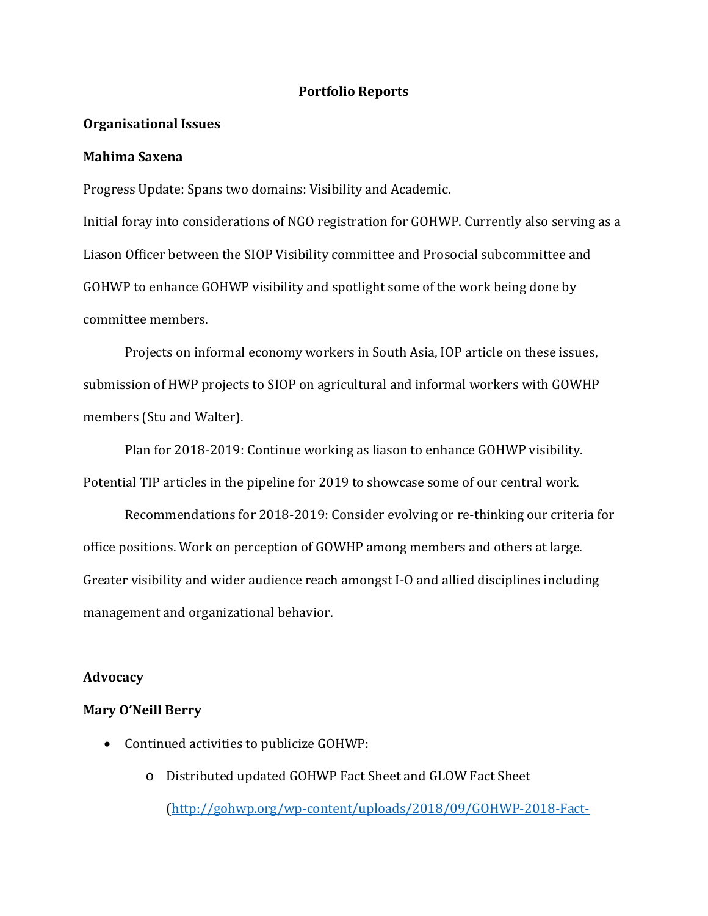**Portfolio Reports**

**Organisational Issues**

**Mahima Saxena**

Progress Update: Spans two domains: Visibility and Academic.

Initial foray into considerations of NGO registration for GOHWP. Currently also serving as a Liason Officer between the SIOP Visibility committee and Prosocial subcommittee and GOHWP to enhance GOHWP visibility and spotlight some of the work being done by committee members.

Projects on informal economy workers in South Asia, IOP article on these issues, submission of HWP projects to SIOP on agricultural and informal workers with GOWHP members (Stu and Walter).

Plan for 2018-2019: Continue working as liason to enhance GOHWP visibility. Potential TIP articles in the pipeline for 2019 to showcase some of our central work.

Recommendations for 2018-2019: Consider evolving or re-thinking our criteria for office positions. Work on perception of GOWHP among members and others at large. Greater visibility and wider audience reach amongst I-O and allied disciplines including management and organizational behavior.

**Advocacy**

**Mary O'Neill Berry**

- Continued activities to publicize GOHWP:
  - Distributed updated GOHWP Fact Sheet and GLOW Fact Sheet (http://gohwp.org/wp-content/uploads/2018/09/GOHWP-2018-Fact-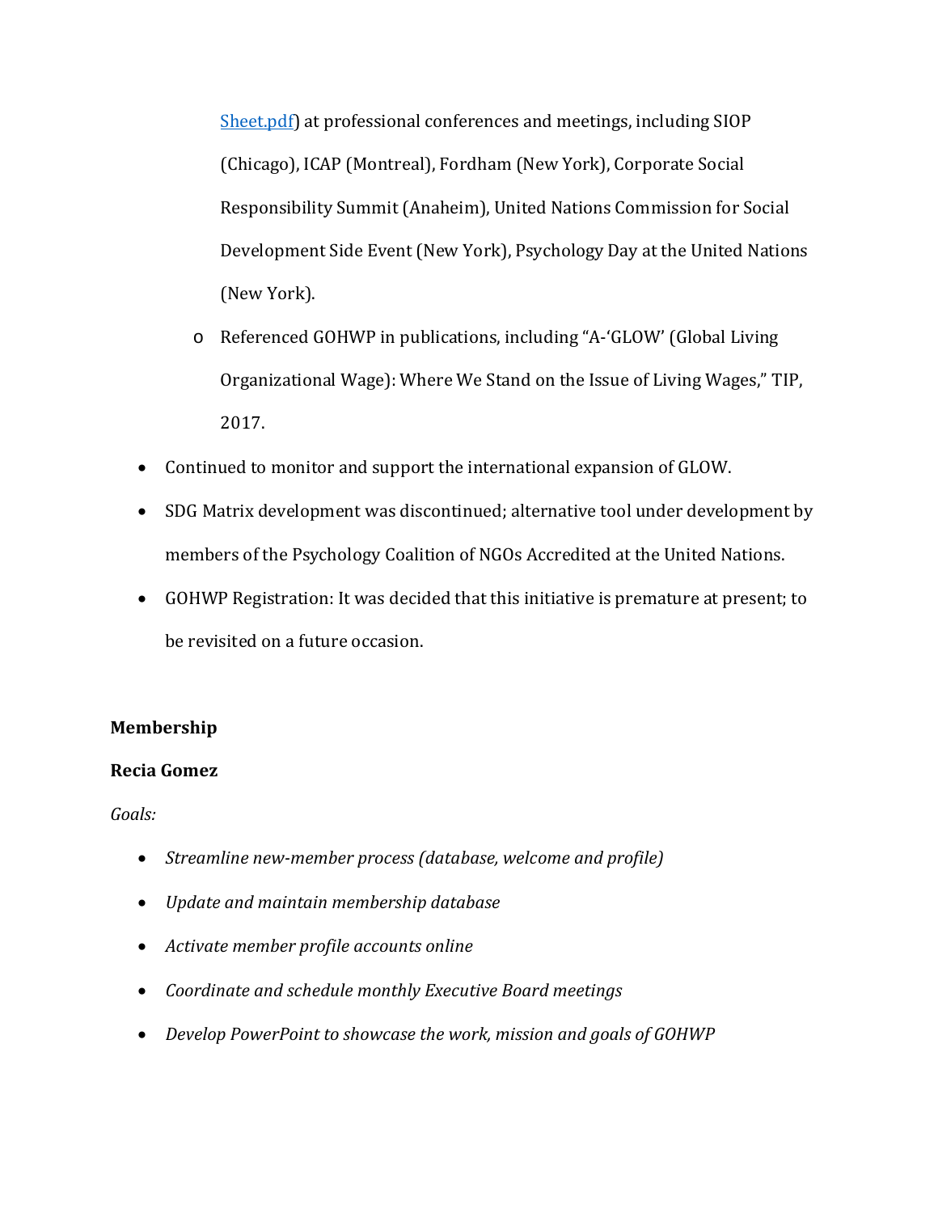Sheet.pdf) at professional conferences and meetings, including SIOP (Chicago), ICAP (Montreal), Fordham (New York), Corporate Social Responsibility Summit (Anaheim), United Nations Commission for Social Development Side Event (New York), Psychology Day at the United Nations (New York).
    - Referenced GOHWP in publications, including "A-'GLOW' (Global Living Organizational Wage): Where We Stand on the Issue of Living Wages," TIP, 2017.
- Continued to monitor and support the international expansion of GLOW.
- SDG Matrix development was discontinued; alternative tool under development by members of the Psychology Coalition of NGOs Accredited at the United Nations.
- GOHWP Registration: It was decided that this initiative is premature at present; to be revisited on a future occasion.

**Membership**

**Recia Gomez**

*Goals:*

- *Streamline new-member process (database, welcome and profile)*
- *Update and maintain membership database*
- *Activate member profile accounts online*
- *Coordinate and schedule monthly Executive Board meetings*
- *Develop PowerPoint to showcase the work, mission and goals of GOHWP*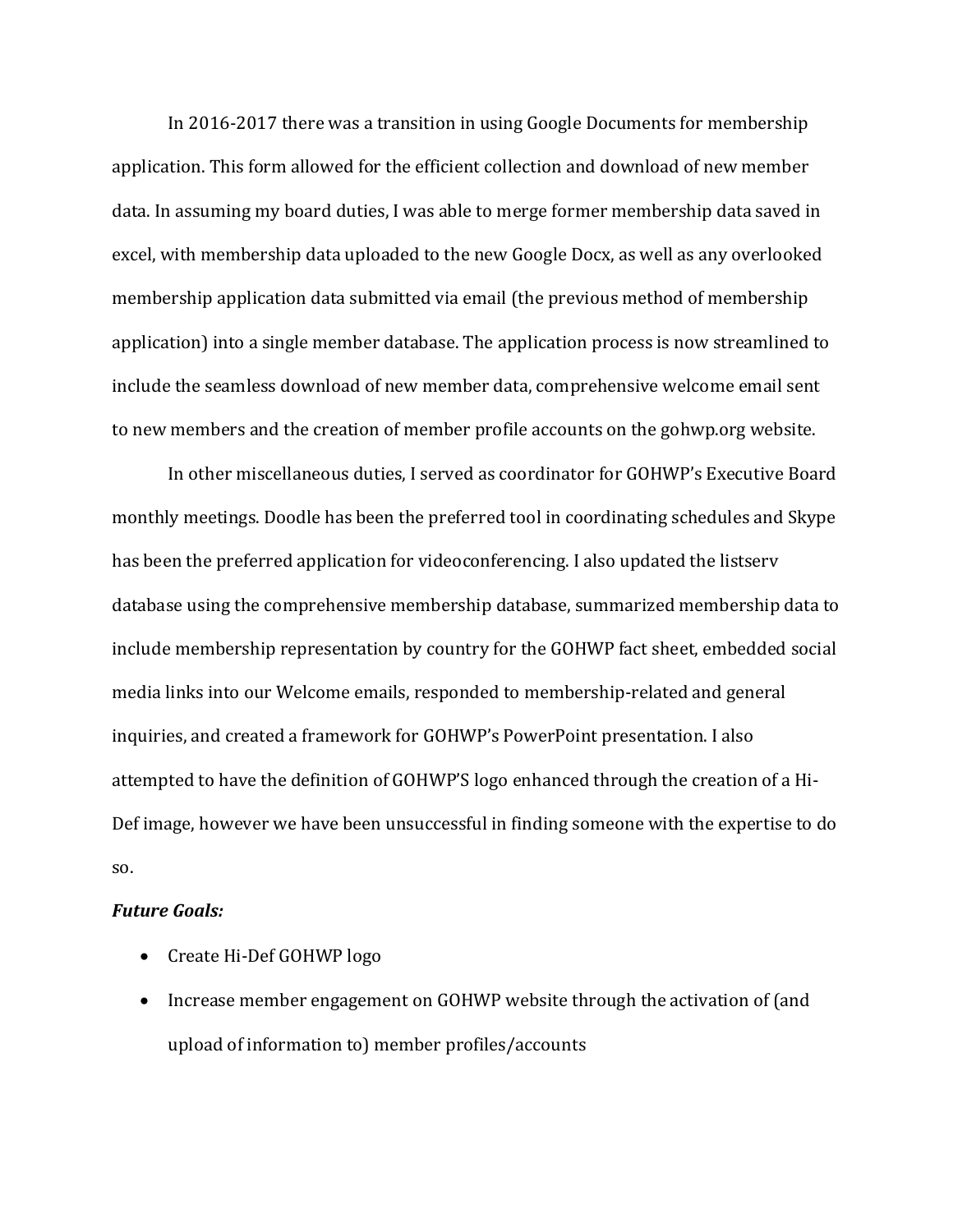In 2016-2017 there was a transition in using Google Documents for membership application. This form allowed for the efficient collection and download of new member data. In assuming my board duties, I was able to merge former membership data saved in excel, with membership data uploaded to the new Google Docx, as well as any overlooked membership application data submitted via email (the previous method of membership application) into a single member database. The application process is now streamlined to include the seamless download of new member data, comprehensive welcome email sent to new members and the creation of member profile accounts on the gohwp.org website.

In other miscellaneous duties, I served as coordinator for GOHWP's Executive Board monthly meetings. Doodle has been the preferred tool in coordinating schedules and Skype has been the preferred application for videoconferencing. I also updated the listserv database using the comprehensive membership database, summarized membership data to include membership representation by country for the GOHWP fact sheet, embedded social media links into our Welcome emails, responded to membership-related and general inquiries, and created a framework for GOHWP's PowerPoint presentation. I also attempted to have the definition of GOHWP'S logo enhanced through the creation of a Hi-Def image, however we have been unsuccessful in finding someone with the expertise to do so.

***Future Goals:***

- Create Hi-Def GOHWP logo
- Increase member engagement on GOHWP website through the activation of (and upload of information to) member profiles/accounts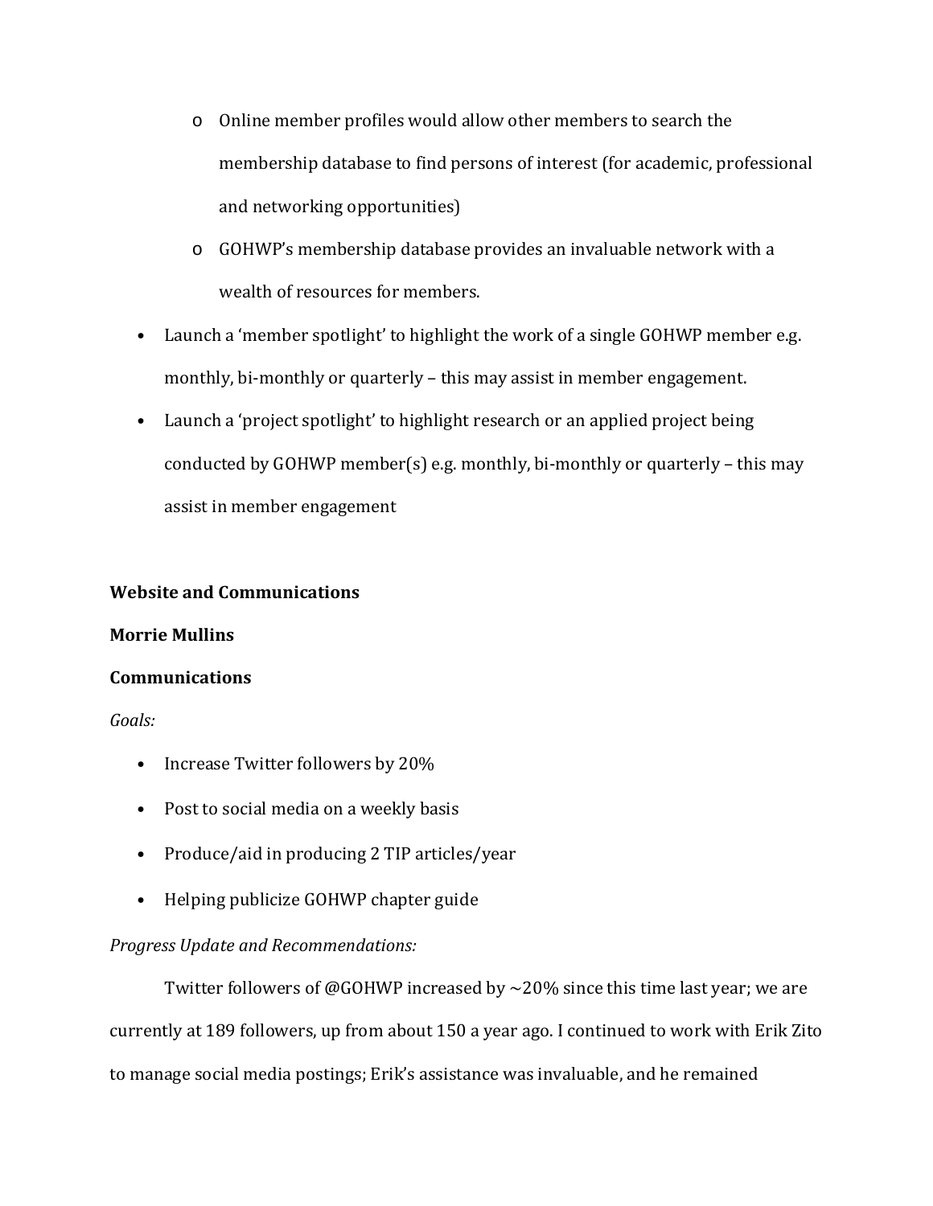- Online member profiles would allow other members to search the membership database to find persons of interest (for academic, professional and networking opportunities)
  - GOHWP's membership database provides an invaluable network with a wealth of resources for members.
- Launch a 'member spotlight' to highlight the work of a single GOHWP member e.g. monthly, bi-monthly or quarterly – this may assist in member engagement.
- Launch a 'project spotlight' to highlight research or an applied project being conducted by GOHWP member(s) e.g. monthly, bi-monthly or quarterly – this may assist in member engagement

**Website and Communications**

**Morrie Mullins**

**Communications**

*Goals:*

- Increase Twitter followers by 20%
- Post to social media on a weekly basis
- Produce/aid in producing 2 TIP articles/year
- Helping publicize GOHWP chapter guide

*Progress Update and Recommendations:*

Twitter followers of @GOHWP increased by ~20% since this time last year; we are currently at 189 followers, up from about 150 a year ago. I continued to work with Erik Zito to manage social media postings; Erik's assistance was invaluable, and he remained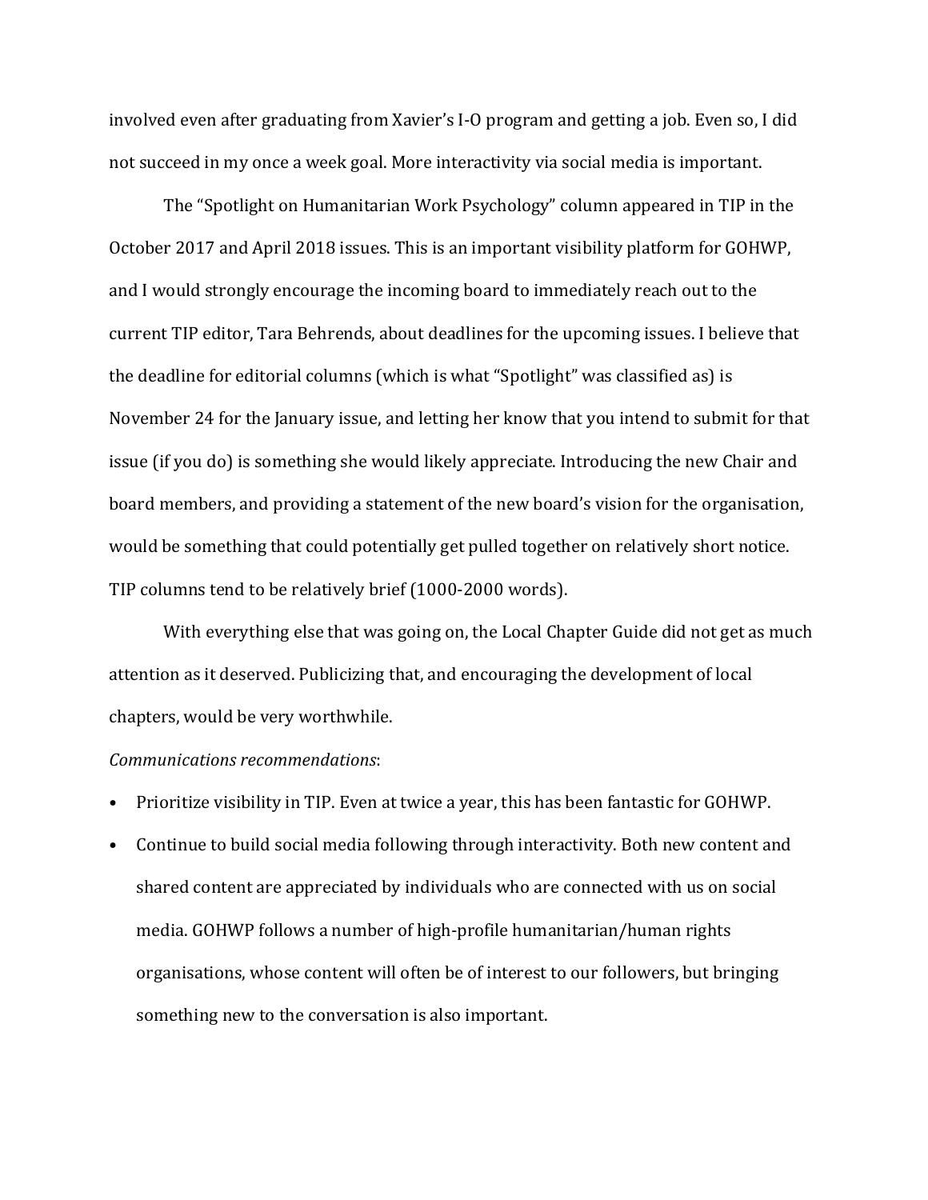involved even after graduating from Xavier's I-O program and getting a job. Even so, I did not succeed in my once a week goal. More interactivity via social media is important.

The "Spotlight on Humanitarian Work Psychology" column appeared in TIP in the October 2017 and April 2018 issues. This is an important visibility platform for GOHWP, and I would strongly encourage the incoming board to immediately reach out to the current TIP editor, Tara Behrends, about deadlines for the upcoming issues. I believe that the deadline for editorial columns (which is what "Spotlight" was classified as) is November 24 for the January issue, and letting her know that you intend to submit for that issue (if you do) is something she would likely appreciate. Introducing the new Chair and board members, and providing a statement of the new board's vision for the organisation, would be something that could potentially get pulled together on relatively short notice. TIP columns tend to be relatively brief (1000-2000 words).

With everything else that was going on, the Local Chapter Guide did not get as much attention as it deserved. Publicizing that, and encouraging the development of local chapters, would be very worthwhile.

*Communications recommendations*:

- Prioritize visibility in TIP. Even at twice a year, this has been fantastic for GOHWP.
- Continue to build social media following through interactivity. Both new content and shared content are appreciated by individuals who are connected with us on social media. GOHWP follows a number of high-profile humanitarian/human rights organisations, whose content will often be of interest to our followers, but bringing something new to the conversation is also important.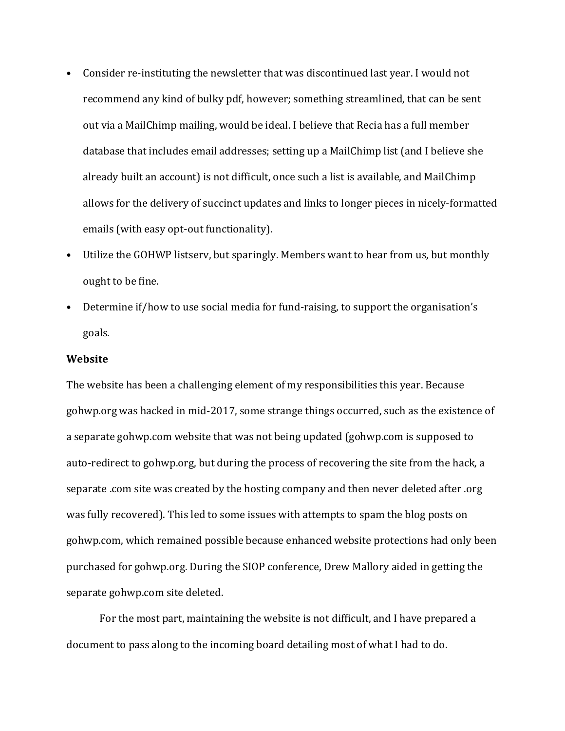- Consider re-instituting the newsletter that was discontinued last year. I would not recommend any kind of bulky pdf, however; something streamlined, that can be sent out via a MailChimp mailing, would be ideal. I believe that Recia has a full member database that includes email addresses; setting up a MailChimp list (and I believe she already built an account) is not difficult, once such a list is available, and MailChimp allows for the delivery of succinct updates and links to longer pieces in nicely-formatted emails (with easy opt-out functionality).
- Utilize the GOHWP listserv, but sparingly. Members want to hear from us, but monthly ought to be fine.
- Determine if/how to use social media for fund-raising, to support the organisation's goals.

**Website**

The website has been a challenging element of my responsibilities this year. Because gohwp.org was hacked in mid-2017, some strange things occurred, such as the existence of a separate gohwp.com website that was not being updated (gohwp.com is supposed to auto-redirect to gohwp.org, but during the process of recovering the site from the hack, a separate .com site was created by the hosting company and then never deleted after .org was fully recovered). This led to some issues with attempts to spam the blog posts on gohwp.com, which remained possible because enhanced website protections had only been purchased for gohwp.org. During the SIOP conference, Drew Mallory aided in getting the separate gohwp.com site deleted.

For the most part, maintaining the website is not difficult, and I have prepared a document to pass along to the incoming board detailing most of what I had to do.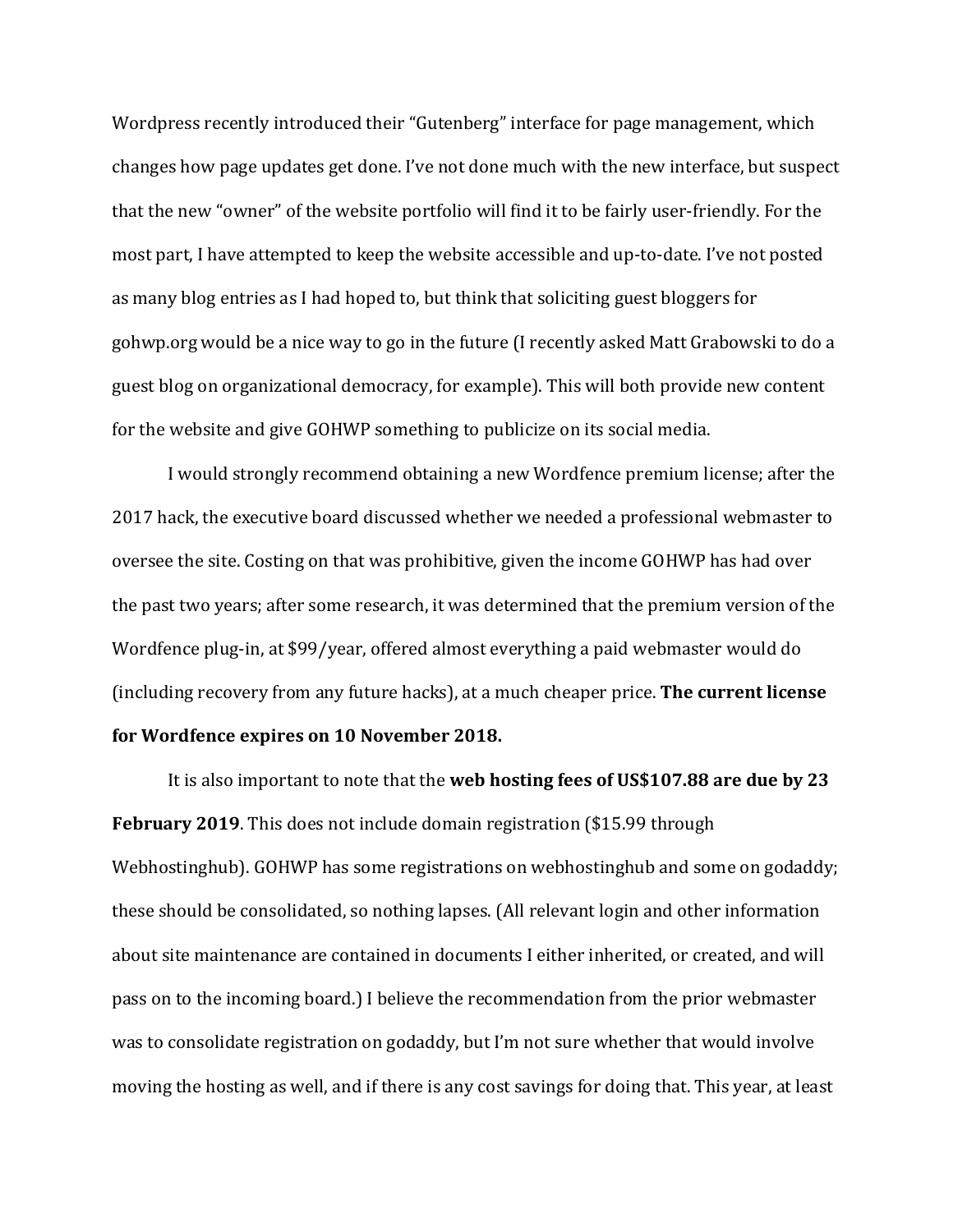Wordpress recently introduced their "Gutenberg" interface for page management, which changes how page updates get done. I've not done much with the new interface, but suspect that the new "owner" of the website portfolio will find it to be fairly user-friendly. For the most part, I have attempted to keep the website accessible and up-to-date. I've not posted as many blog entries as I had hoped to, but think that soliciting guest bloggers for gohwp.org would be a nice way to go in the future (I recently asked Matt Grabowski to do a guest blog on organizational democracy, for example). This will both provide new content for the website and give GOHWP something to publicize on its social media.

I would strongly recommend obtaining a new Wordfence premium license; after the 2017 hack, the executive board discussed whether we needed a professional webmaster to oversee the site. Costing on that was prohibitive, given the income GOHWP has had over the past two years; after some research, it was determined that the premium version of the Wordfence plug-in, at $99/year, offered almost everything a paid webmaster would do (including recovery from any future hacks), at a much cheaper price. **The current license for Wordfence expires on 10 November 2018.**

It is also important to note that the **web hosting fees of US$107.88 are due by 23 February 2019**. This does not include domain registration ($15.99 through Webhostinghub). GOHWP has some registrations on webhostinghub and some on godaddy; these should be consolidated, so nothing lapses. (All relevant login and other information about site maintenance are contained in documents I either inherited, or created, and will pass on to the incoming board.) I believe the recommendation from the prior webmaster was to consolidate registration on godaddy, but I'm not sure whether that would involve moving the hosting as well, and if there is any cost savings for doing that. This year, at least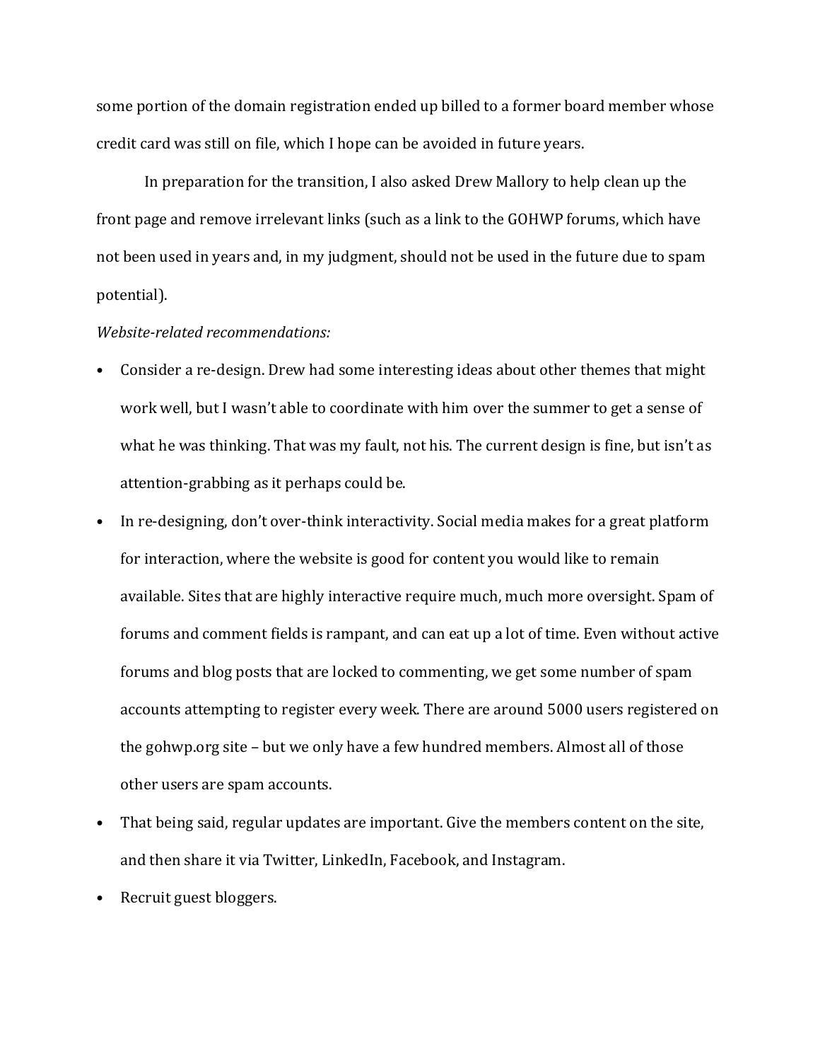some portion of the domain registration ended up billed to a former board member whose credit card was still on file, which I hope can be avoided in future years.

In preparation for the transition, I also asked Drew Mallory to help clean up the front page and remove irrelevant links (such as a link to the GOHWP forums, which have not been used in years and, in my judgment, should not be used in the future due to spam potential).

*Website-related recommendations:*

- Consider a re-design. Drew had some interesting ideas about other themes that might work well, but I wasn't able to coordinate with him over the summer to get a sense of what he was thinking. That was my fault, not his. The current design is fine, but isn't as attention-grabbing as it perhaps could be.
- In re-designing, don't over-think interactivity. Social media makes for a great platform for interaction, where the website is good for content you would like to remain available. Sites that are highly interactive require much, much more oversight. Spam of forums and comment fields is rampant, and can eat up a lot of time. Even without active forums and blog posts that are locked to commenting, we get some number of spam accounts attempting to register every week. There are around 5000 users registered on the gohwp.org site – but we only have a few hundred members. Almost all of those other users are spam accounts.
- That being said, regular updates are important. Give the members content on the site, and then share it via Twitter, LinkedIn, Facebook, and Instagram.
- Recruit guest bloggers.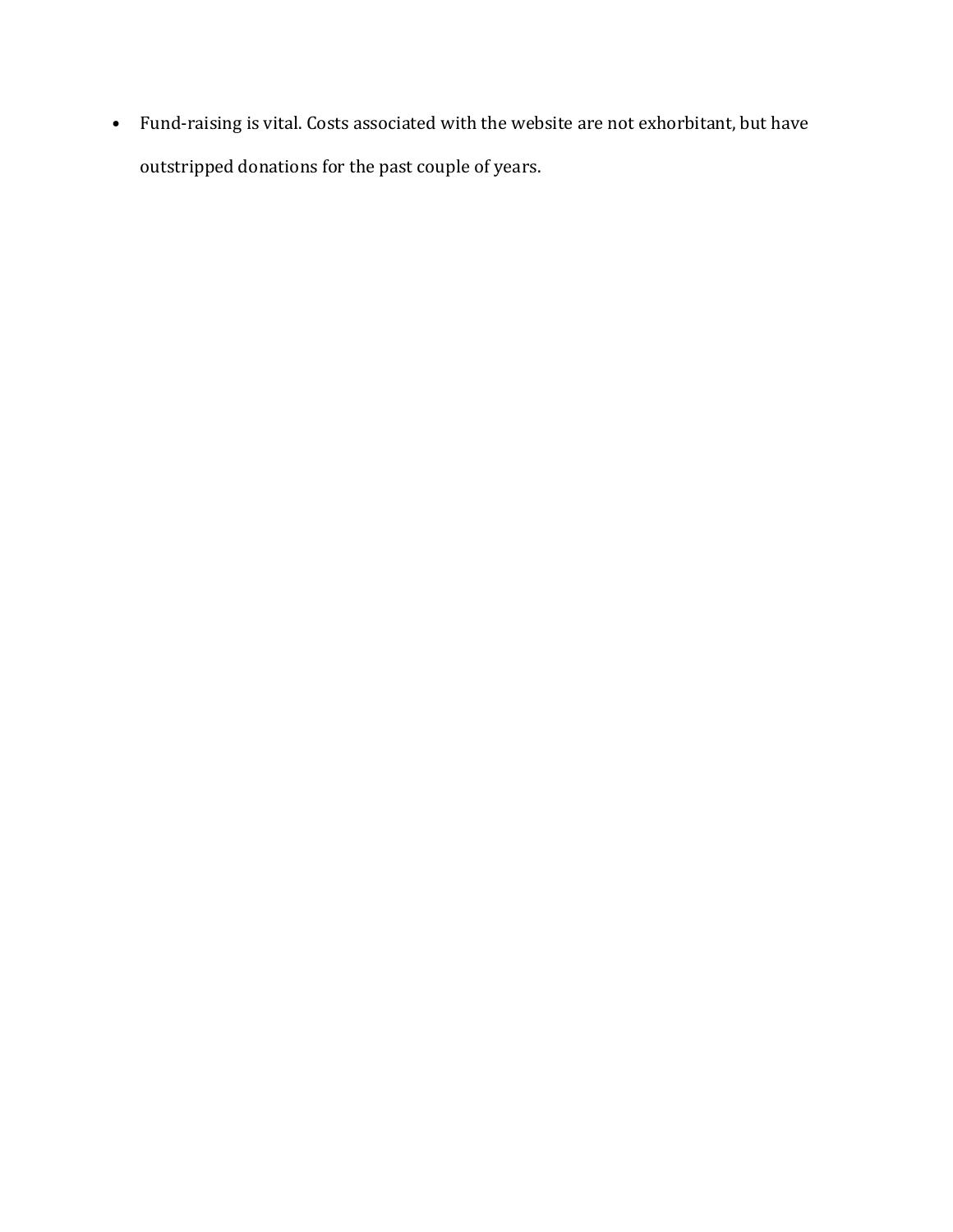- Fund-raising is vital. Costs associated with the website are not exhorbitant, but have outstripped donations for the past couple of years.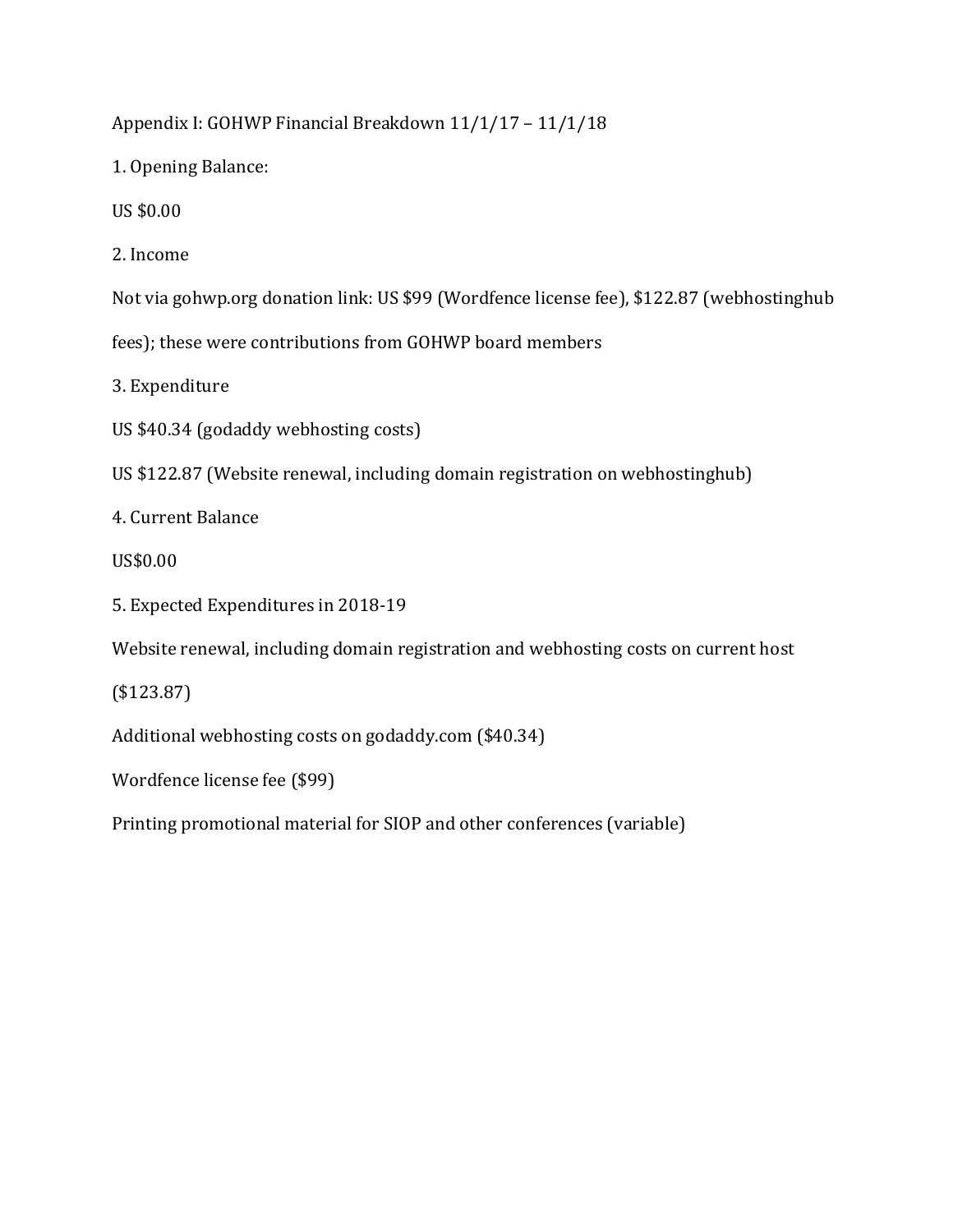Appendix I: GOHWP Financial Breakdown 11/1/17 – 11/1/18

1. Opening Balance:

US $0.00

2. Income

Not via gohwp.org donation link: US $99 (Wordfence license fee), $122.87 (webhostinghub fees); these were contributions from GOHWP board members

3. Expenditure

US $40.34 (godaddy webhosting costs)

US $122.87 (Website renewal, including domain registration on webhostinghub)

4. Current Balance

US$0.00

5. Expected Expenditures in 2018-19

Website renewal, including domain registration and webhosting costs on current host ($123.87)

Additional webhosting costs on godaddy.com ($40.34)

Wordfence license fee ($99)

Printing promotional material for SIOP and other conferences (variable)